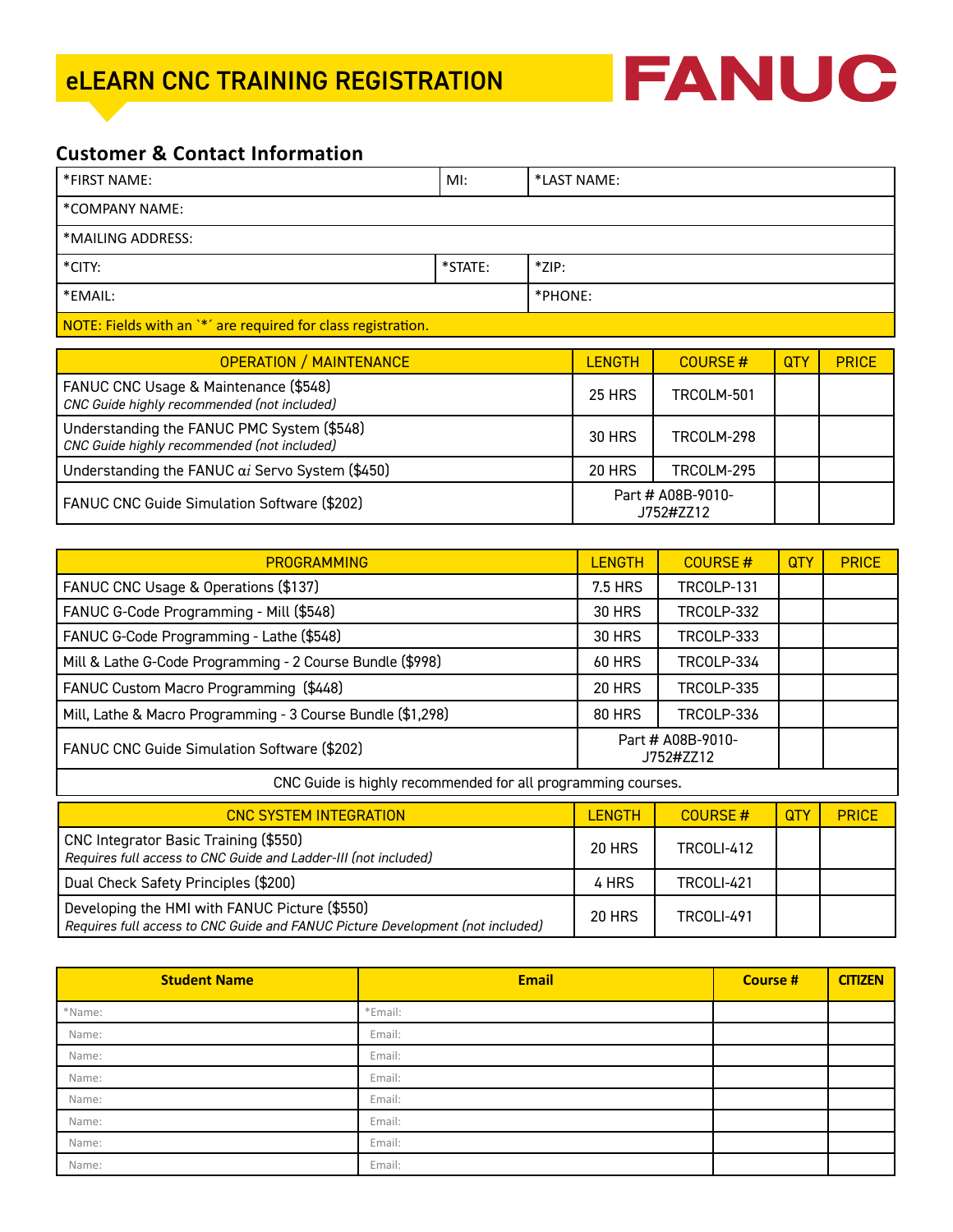# eLEARN CNC TRAINING REGISTRATION

FANUC

## Customer & Contact Information

| *FIRST NAME: | MI: | *LAST NAME: |
|---|---|---|
| *COMPANY NAME: | | |
| *MAILING ADDRESS: | | |
| *CITY: | *STATE: | *ZIP: |
| *EMAIL: | | *PHONE: |

NOTE: Fields with an `*´ are required for class registration.

| OPERATION / MAINTENANCE | LENGTH | COURSE # | QTY | PRICE |
|---|---|---|---|---|
| FANUC CNC Usage & Maintenance ($548)<br>*CNC Guide highly recommended (not included)* | 25 HRS | TRCOLM-501 | | |
| Understanding the FANUC PMC System ($548)<br>*CNC Guide highly recommended (not included)* | 30 HRS | TRCOLM-298 | | |
| Understanding the FANUC $\alpha i$ Servo System ($450) | 20 HRS | TRCOLM-295 | | |
| FANUC CNC Guide Simulation Software ($202) | Part # A08B-9010-J752#ZZ12 | | | |

| PROGRAMMING | LENGTH | COURSE # | QTY | PRICE |
|---|---|---|---|---|
| FANUC CNC Usage & Operations ($137) | 7.5 HRS | TRCOLP-131 | | |
| FANUC G-Code Programming - Mill ($548) | 30 HRS | TRCOLP-332 | | |
| FANUC G-Code Programming - Lathe ($548) | 30 HRS | TRCOLP-333 | | |
| Mill & Lathe G-Code Programming - 2 Course Bundle ($998) | 60 HRS | TRCOLP-334 | | |
| FANUC Custom Macro Programming ($448) | 20 HRS | TRCOLP-335 | | |
| Mill, Lathe & Macro Programming - 3 Course Bundle ($1,298) | 80 HRS | TRCOLP-336 | | |
| FANUC CNC Guide Simulation Software ($202) | Part # A08B-9010-J752#ZZ12 | | | |
| CNC Guide is highly recommended for all programming courses. | | | | |

| CNC SYSTEM INTEGRATION | LENGTH | COURSE # | QTY | PRICE |
|---|---|---|---|---|
| CNC Integrator Basic Training ($550)<br>*Requires full access to CNC Guide and Ladder-III (not included)* | 20 HRS | TRCOLI-412 | | |
| Dual Check Safety Principles ($200) | 4 HRS | TRCOLI-421 | | |
| Developing the HMI with FANUC Picture ($550)<br>*Requires full access to CNC Guide and FANUC Picture Development (not included)* | 20 HRS | TRCOLI-491 | | |

| Student Name | Email | Course # | CITIZEN |
|---|---|---|---|
| *Name: | *Email: | | |
| Name: | Email: | | |
| Name: | Email: | | |
| Name: | Email: | | |
| Name: | Email: | | |
| Name: | Email: | | |
| Name: | Email: | | |
| Name: | Email: | | |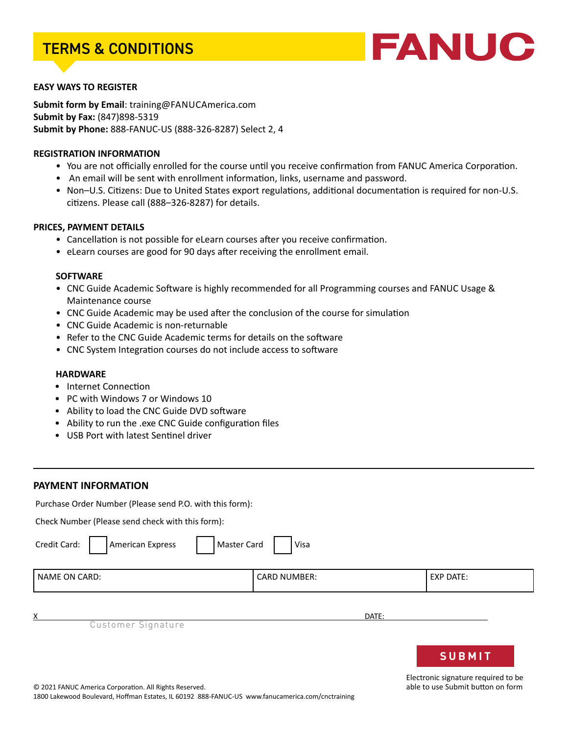# TERMS & CONDITIONS

FANUC

**EASY WAYS TO REGISTER**

**Submit form by Email**: training@FANUCAmerica.com
**Submit by Fax:** (847)898-5319
**Submit by Phone:** 888-FANUC-US (888-326-8287) Select 2, 4

**REGISTRATION INFORMATION**

- You are not officially enrolled for the course until you receive confirmation from FANUC America Corporation.
- An email will be sent with enrollment information, links, username and password.
- Non–U.S. Citizens: Due to United States export regulations, additional documentation is required for non-U.S. citizens. Please call (888–326-8287) for details.

**PRICES, PAYMENT DETAILS**

- Cancellation is not possible for eLearn courses after you receive confirmation.
- eLearn courses are good for 90 days after receiving the enrollment email.

**SOFTWARE**

- CNC Guide Academic Software is highly recommended for all Programming courses and FANUC Usage & Maintenance course
- CNC Guide Academic may be used after the conclusion of the course for simulation
- CNC Guide Academic is non-returnable
- Refer to the CNC Guide Academic terms for details on the software
- CNC System Integration courses do not include access to software

**HARDWARE**

- Internet Connection
- PC with Windows 7 or Windows 10
- Ability to load the CNC Guide DVD software
- Ability to run the .exe CNC Guide configuration files
- USB Port with latest Sentinel driver

---

**PAYMENT INFORMATION**

Purchase Order Number (Please send P.O. with this form):

Check Number (Please send check with this form):

Credit Card: ☐ American Express ☐ Master Card ☐ Visa

| NAME ON CARD: | CARD NUMBER: | EXP DATE: |
|---|---|---|
| | | |

X ______________________________ DATE: ______________
Customer Signature

SUBMIT

Electronic signature required to be able to use Submit button on form

© 2021 FANUC America Corporation. All Rights Reserved.
1800 Lakewood Boulevard, Hoffman Estates, IL 60192 888-FANUC-US www.fanucamerica.com/cnctraining